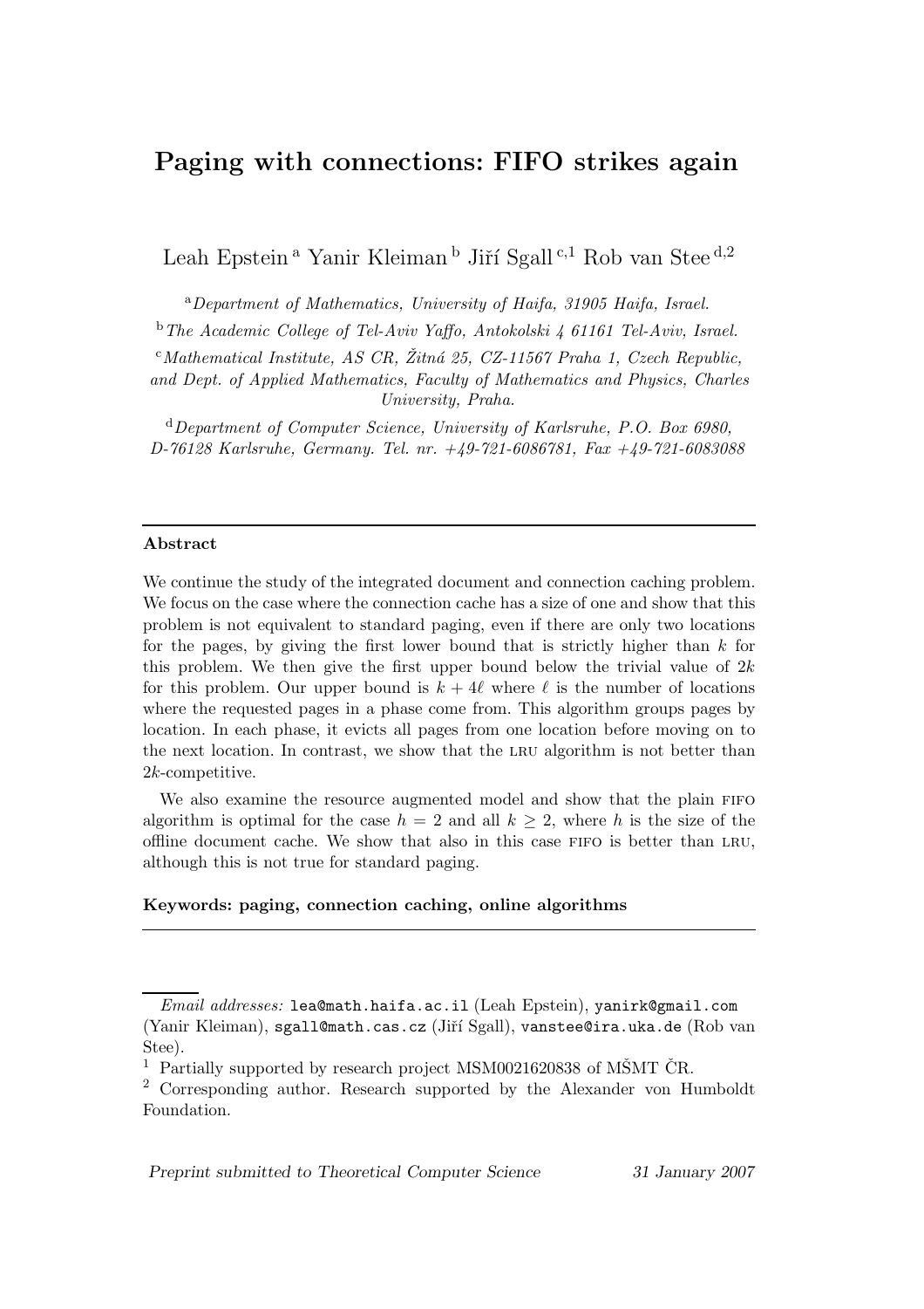# Paging with connections: FIFO strikes again

Leah Epstein [a] Yanir Kleiman [b] Jiří Sgall [c,1] Rob van Stee [d,2]

[a] *Department of Mathematics, University of Haifa, 31905 Haifa, Israel.*

[b] *The Academic College of Tel-Aviv Yaffo, Antokolski 4 61161 Tel-Aviv, Israel.*

[c] *Mathematical Institute, AS CR, Žitná 25, CZ-11567 Praha 1, Czech Republic, and Dept. of Applied Mathematics, Faculty of Mathematics and Physics, Charles University, Praha.*

[d] *Department of Computer Science, University of Karlsruhe, P.O. Box 6980, D-76128 Karlsruhe, Germany. Tel. nr. +49-721-6086781, Fax +49-721-6083088*

---

**Abstract**

We continue the study of the integrated document and connection caching problem. We focus on the case where the connection cache has a size of one and show that this problem is not equivalent to standard paging, even if there are only two locations for the pages, by giving the first lower bound that is strictly higher than $k$ for this problem. We then give the first upper bound below the trivial value of $2k$ for this problem. Our upper bound is $k + 4\ell$ where $\ell$ is the number of locations where the requested pages in a phase come from. This algorithm groups pages by location. In each phase, it evicts all pages from one location before moving on to the next location. In contrast, we show that the LRU algorithm is not better than $2k$-competitive.

We also examine the resource augmented model and show that the plain FIFO algorithm is optimal for the case $h = 2$ and all $k \geq 2$, where $h$ is the size of the offline document cache. We show that also in this case FIFO is better than LRU, although this is not true for standard paging.

**Keywords: paging, connection caching, online algorithms**

---

*Email addresses:* lea@math.haifa.ac.il (Leah Epstein), yanirk@gmail.com (Yanir Kleiman), sgall@math.cas.cz (Jiří Sgall), vanstee@ira.uka.de (Rob van Stee).

[1] Partially supported by research project MSM0021620838 of MŠMT ČR.

[2] Corresponding author. Research supported by the Alexander von Humboldt Foundation.

*Preprint submitted to Theoretical Computer Science* 31 January 2007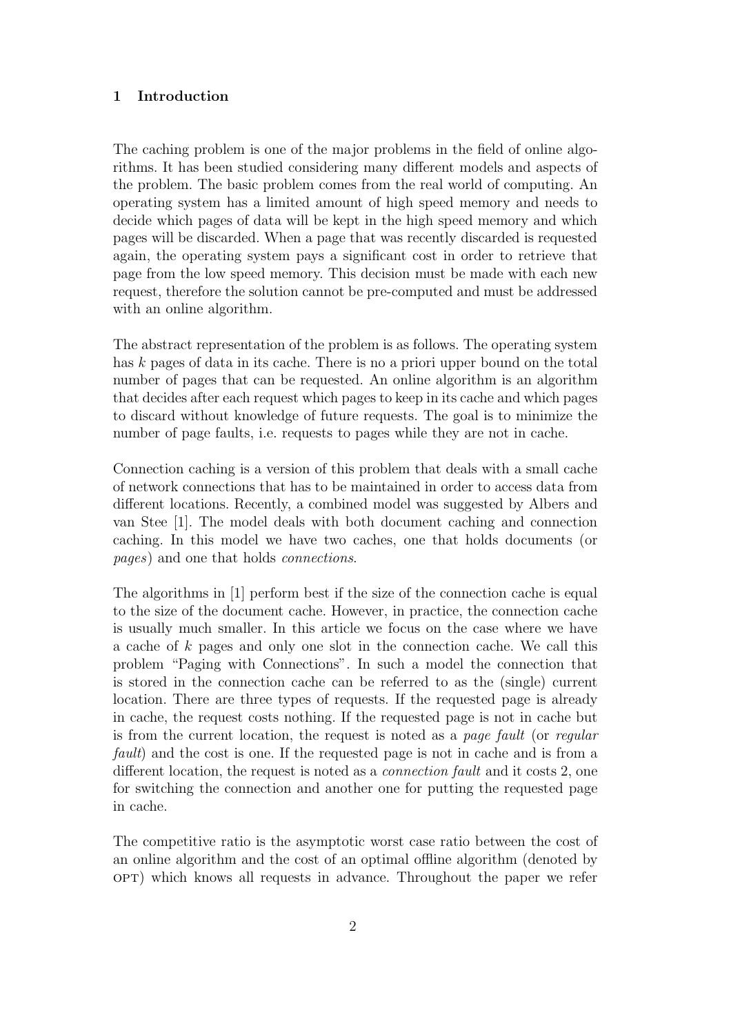## 1 Introduction

The caching problem is one of the major problems in the field of online algorithms. It has been studied considering many different models and aspects of the problem. The basic problem comes from the real world of computing. An operating system has a limited amount of high speed memory and needs to decide which pages of data will be kept in the high speed memory and which pages will be discarded. When a page that was recently discarded is requested again, the operating system pays a significant cost in order to retrieve that page from the low speed memory. This decision must be made with each new request, therefore the solution cannot be pre-computed and must be addressed with an online algorithm.

The abstract representation of the problem is as follows. The operating system has $k$ pages of data in its cache. There is no a priori upper bound on the total number of pages that can be requested. An online algorithm is an algorithm that decides after each request which pages to keep in its cache and which pages to discard without knowledge of future requests. The goal is to minimize the number of page faults, i.e. requests to pages while they are not in cache.

Connection caching is a version of this problem that deals with a small cache of network connections that has to be maintained in order to access data from different locations. Recently, a combined model was suggested by Albers and van Stee [1]. The model deals with both document caching and connection caching. In this model we have two caches, one that holds documents (or *pages*) and one that holds *connections*.

The algorithms in [1] perform best if the size of the connection cache is equal to the size of the document cache. However, in practice, the connection cache is usually much smaller. In this article we focus on the case where we have a cache of $k$ pages and only one slot in the connection cache. We call this problem "Paging with Connections". In such a model the connection that is stored in the connection cache can be referred to as the (single) current location. There are three types of requests. If the requested page is already in cache, the request costs nothing. If the requested page is not in cache but is from the current location, the request is noted as a *page fault* (or *regular fault*) and the cost is one. If the requested page is not in cache and is from a different location, the request is noted as a *connection fault* and it costs 2, one for switching the connection and another one for putting the requested page in cache.

The competitive ratio is the asymptotic worst case ratio between the cost of an online algorithm and the cost of an optimal offline algorithm (denoted by OPT) which knows all requests in advance. Throughout the paper we refer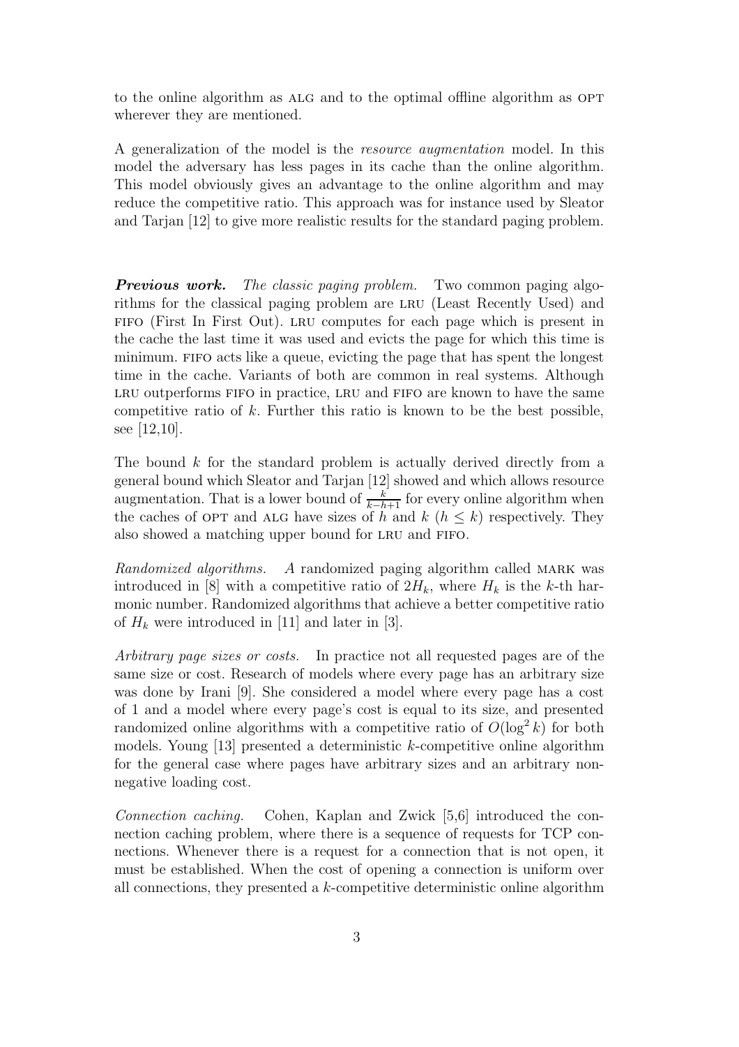to the online algorithm as ALG and to the optimal offline algorithm as OPT wherever they are mentioned.

A generalization of the model is the *resource augmentation* model. In this model the adversary has less pages in its cache than the online algorithm. This model obviously gives an advantage to the online algorithm and may reduce the competitive ratio. This approach was for instance used by Sleator and Tarjan [12] to give more realistic results for the standard paging problem.

***Previous work.*** *The classic paging problem.* Two common paging algorithms for the classical paging problem are LRU (Least Recently Used) and FIFO (First In First Out). LRU computes for each page which is present in the cache the last time it was used and evicts the page for which this time is minimum. FIFO acts like a queue, evicting the page that has spent the longest time in the cache. Variants of both are common in real systems. Although LRU outperforms FIFO in practice, LRU and FIFO are known to have the same competitive ratio of $k$. Further this ratio is known to be the best possible, see [12,10].

The bound $k$ for the standard problem is actually derived directly from a general bound which Sleator and Tarjan [12] showed and which allows resource augmentation. That is a lower bound of $\frac{k}{k-h+1}$ for every online algorithm when the caches of OPT and ALG have sizes of $h$ and $k$ ($h \leq k$) respectively. They also showed a matching upper bound for LRU and FIFO.

*Randomized algorithms.* A randomized paging algorithm called MARK was introduced in [8] with a competitive ratio of $2H_k$, where $H_k$ is the $k$-th harmonic number. Randomized algorithms that achieve a better competitive ratio of $H_k$ were introduced in [11] and later in [3].

*Arbitrary page sizes or costs.* In practice not all requested pages are of the same size or cost. Research of models where every page has an arbitrary size was done by Irani [9]. She considered a model where every page has a cost of 1 and a model where every page's cost is equal to its size, and presented randomized online algorithms with a competitive ratio of $O(\log^2 k)$ for both models. Young [13] presented a deterministic $k$-competitive online algorithm for the general case where pages have arbitrary sizes and an arbitrary non-negative loading cost.

*Connection caching.* Cohen, Kaplan and Zwick [5,6] introduced the connection caching problem, where there is a sequence of requests for TCP connections. Whenever there is a request for a connection that is not open, it must be established. When the cost of opening a connection is uniform over all connections, they presented a $k$-competitive deterministic online algorithm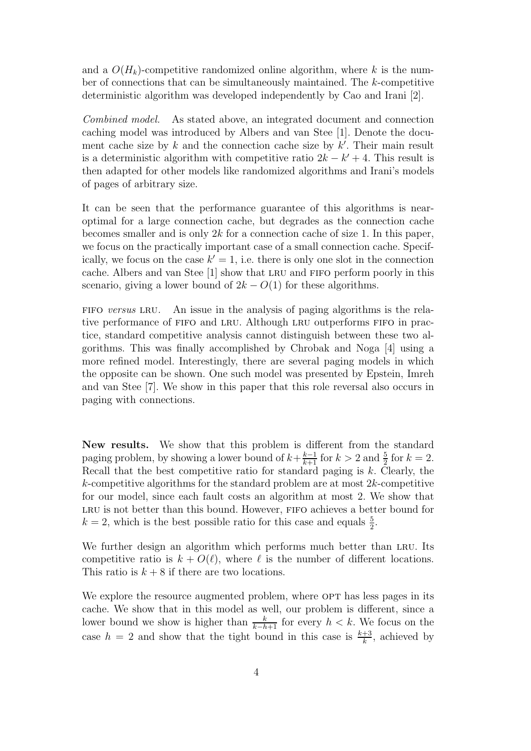and a $O(H_k)$-competitive randomized online algorithm, where $k$ is the number of connections that can be simultaneously maintained. The $k$-competitive deterministic algorithm was developed independently by Cao and Irani [2].

*Combined model.* As stated above, an integrated document and connection caching model was introduced by Albers and van Stee [1]. Denote the document cache size by $k$ and the connection cache size by $k'$. Their main result is a deterministic algorithm with competitive ratio $2k - k' + 4$. This result is then adapted for other models like randomized algorithms and Irani's models of pages of arbitrary size.

It can be seen that the performance guarantee of this algorithms is near-optimal for a large connection cache, but degrades as the connection cache becomes smaller and is only $2k$ for a connection cache of size 1. In this paper, we focus on the practically important case of a small connection cache. Specifically, we focus on the case $k' = 1$, i.e. there is only one slot in the connection cache. Albers and van Stee [1] show that LRU and FIFO perform poorly in this scenario, giving a lower bound of $2k - O(1)$ for these algorithms.

FIFO *versus* LRU. An issue in the analysis of paging algorithms is the relative performance of FIFO and LRU. Although LRU outperforms FIFO in practice, standard competitive analysis cannot distinguish between these two algorithms. This was finally accomplished by Chrobak and Noga [4] using a more refined model. Interestingly, there are several paging models in which the opposite can be shown. One such model was presented by Epstein, Imreh and van Stee [7]. We show in this paper that this role reversal also occurs in paging with connections.

**New results.** We show that this problem is different from the standard paging problem, by showing a lower bound of $k+\frac{k-1}{k+1}$ for $k > 2$ and $\frac{5}{2}$ for $k = 2$. Recall that the best competitive ratio for standard paging is $k$. Clearly, the $k$-competitive algorithms for the standard problem are at most $2k$-competitive for our model, since each fault costs an algorithm at most 2. We show that LRU is not better than this bound. However, FIFO achieves a better bound for $k = 2$, which is the best possible ratio for this case and equals $\frac{5}{2}$.

We further design an algorithm which performs much better than LRU. Its competitive ratio is $k + O(\ell)$, where $\ell$ is the number of different locations. This ratio is $k + 8$ if there are two locations.

We explore the resource augmented problem, where OPT has less pages in its cache. We show that in this model as well, our problem is different, since a lower bound we show is higher than $\frac{k}{k-h+1}$ for every $h < k$. We focus on the case $h = 2$ and show that the tight bound in this case is $\frac{k+3}{k}$, achieved by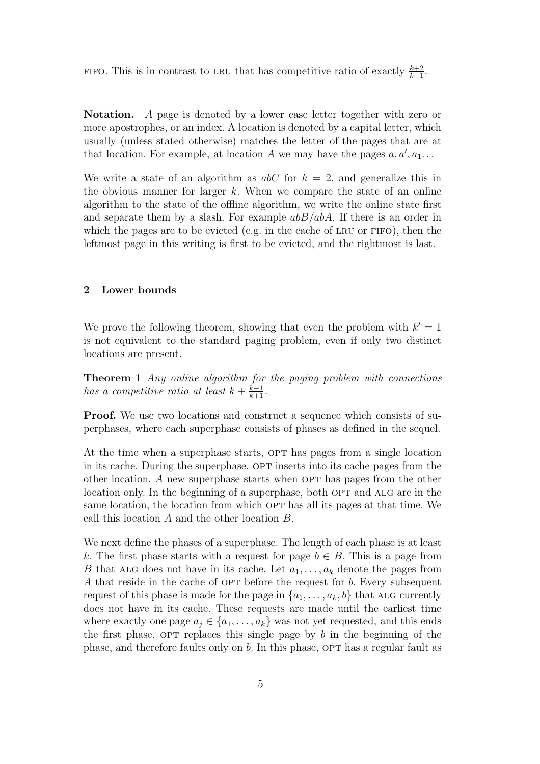FIFO. This is in contrast to LRU that has competitive ratio of exactly $\frac{k+2}{k-1}$.

**Notation.** A page is denoted by a lower case letter together with zero or more apostrophes, or an index. A location is denoted by a capital letter, which usually (unless stated otherwise) matches the letter of the pages that are at that location. For example, at location $A$ we may have the pages $a, a', a_1 \ldots$

We write a state of an algorithm as $abC$ for $k = 2$, and generalize this in the obvious manner for larger $k$. When we compare the state of an online algorithm to the state of the offline algorithm, we write the online state first and separate them by a slash. For example $abB/abA$. If there is an order in which the pages are to be evicted (e.g. in the cache of LRU or FIFO), then the leftmost page in this writing is first to be evicted, and the rightmost is last.

## 2 Lower bounds

We prove the following theorem, showing that even the problem with $k' = 1$ is not equivalent to the standard paging problem, even if only two distinct locations are present.

**Theorem 1** *Any online algorithm for the paging problem with connections has a competitive ratio at least $k + \frac{k-1}{k+1}$.*

**Proof.** We use two locations and construct a sequence which consists of superphases, where each superphase consists of phases as defined in the sequel.

At the time when a superphase starts, OPT has pages from a single location in its cache. During the superphase, OPT inserts into its cache pages from the other location. A new superphase starts when OPT has pages from the other location only. In the beginning of a superphase, both OPT and ALG are in the same location, the location from which OPT has all its pages at that time. We call this location $A$ and the other location $B$.

We next define the phases of a superphase. The length of each phase is at least $k$. The first phase starts with a request for page $b \in B$. This is a page from $B$ that ALG does not have in its cache. Let $a_1, \ldots, a_k$ denote the pages from $A$ that reside in the cache of OPT before the request for $b$. Every subsequent request of this phase is made for the page in $\{a_1, \ldots, a_k, b\}$ that ALG currently does not have in its cache. These requests are made until the earliest time where exactly one page $a_j \in \{a_1, \ldots, a_k\}$ was not yet requested, and this ends the first phase. OPT replaces this single page by $b$ in the beginning of the phase, and therefore faults only on $b$. In this phase, OPT has a regular fault as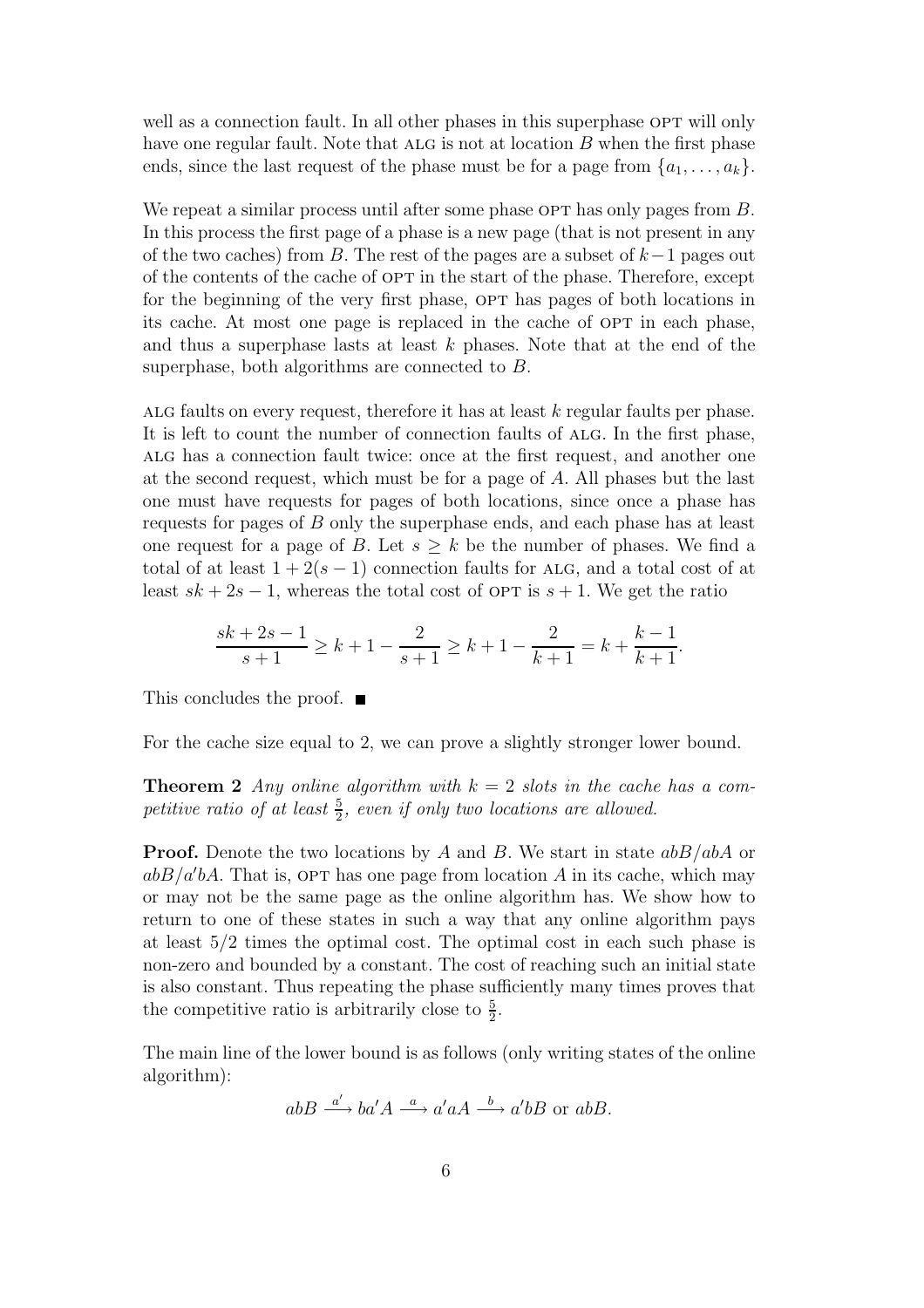well as a connection fault. In all other phases in this superphase OPT will only have one regular fault. Note that ALG is not at location $B$ when the first phase ends, since the last request of the phase must be for a page from $\{a_1, \dots, a_k\}$.

We repeat a similar process until after some phase OPT has only pages from $B$. In this process the first page of a phase is a new page (that is not present in any of the two caches) from $B$. The rest of the pages are a subset of $k-1$ pages out of the contents of the cache of OPT in the start of the phase. Therefore, except for the beginning of the very first phase, OPT has pages of both locations in its cache. At most one page is replaced in the cache of OPT in each phase, and thus a superphase lasts at least $k$ phases. Note that at the end of the superphase, both algorithms are connected to $B$.

ALG faults on every request, therefore it has at least $k$ regular faults per phase. It is left to count the number of connection faults of ALG. In the first phase, ALG has a connection fault twice: once at the first request, and another one at the second request, which must be for a page of $A$. All phases but the last one must have requests for pages of both locations, since once a phase has requests for pages of $B$ only the superphase ends, and each phase has at least one request for a page of $B$. Let $s \geq k$ be the number of phases. We find a total of at least $1 + 2(s-1)$ connection faults for ALG, and a total cost of at least $sk + 2s - 1$, whereas the total cost of OPT is $s + 1$. We get the ratio

$$\frac{sk + 2s - 1}{s + 1} \geq k + 1 - \frac{2}{s+1} \geq k + 1 - \frac{2}{k+1} = k + \frac{k-1}{k+1}.$$

This concludes the proof. ■

For the cache size equal to 2, we can prove a slightly stronger lower bound.

**Theorem 2** *Any online algorithm with $k = 2$ slots in the cache has a competitive ratio of at least $\frac{5}{2}$, even if only two locations are allowed.*

**Proof.** Denote the two locations by $A$ and $B$. We start in state $abB/abA$ or $abB/a'bA$. That is, OPT has one page from location $A$ in its cache, which may or may not be the same page as the online algorithm has. We show how to return to one of these states in such a way that any online algorithm pays at least $5/2$ times the optimal cost. The optimal cost in each such phase is non-zero and bounded by a constant. The cost of reaching such an initial state is also constant. Thus repeating the phase sufficiently many times proves that the competitive ratio is arbitrarily close to $\frac{5}{2}$.

The main line of the lower bound is as follows (only writing states of the online algorithm):

$$abB \xrightarrow{a'} ba'A \xrightarrow{a} a'aA \xrightarrow{b} a'bB \text{ or } abB.$$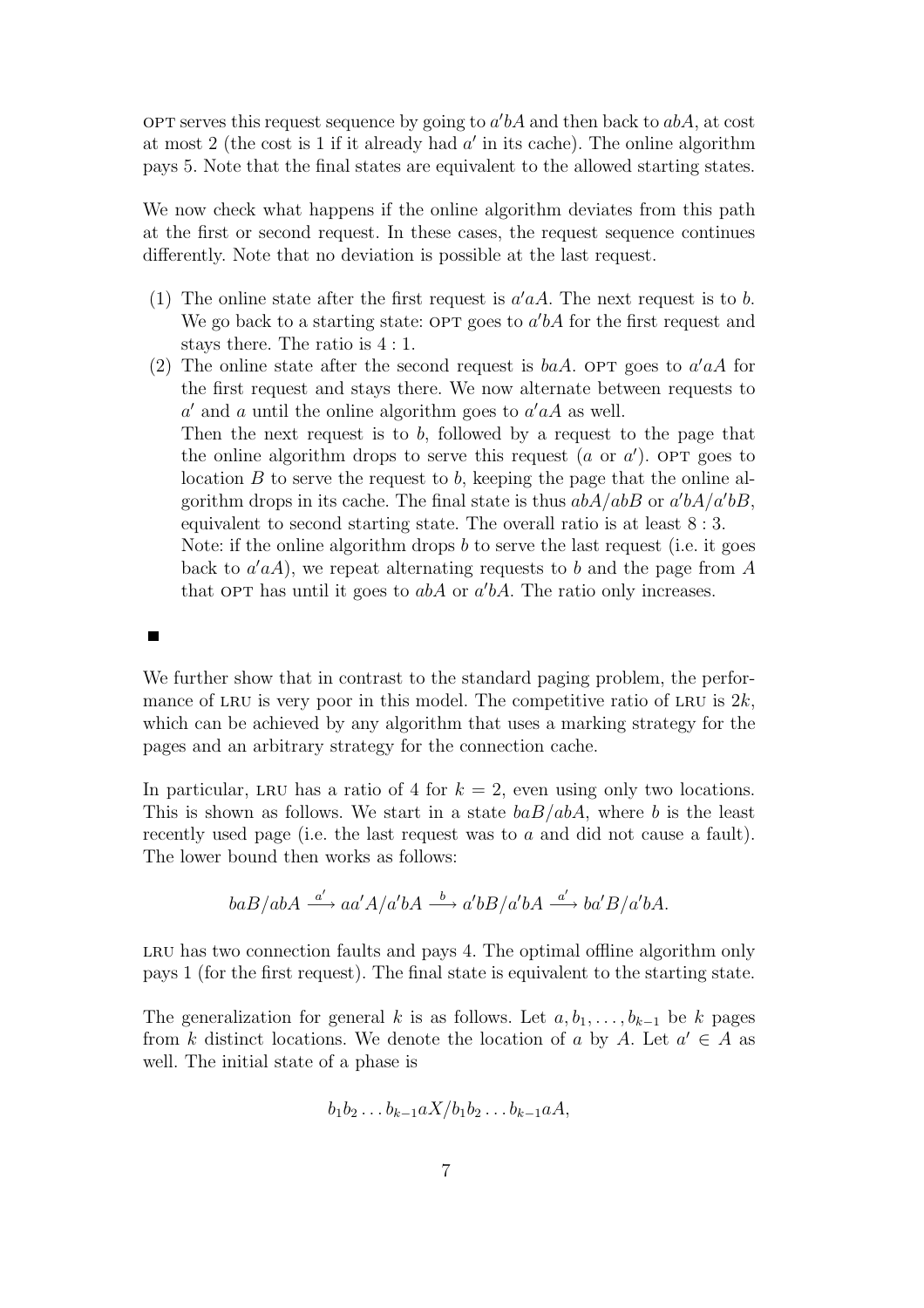OPT serves this request sequence by going to $a'bA$ and then back to $abA$, at cost at most 2 (the cost is 1 if it already had $a'$ in its cache). The online algorithm pays 5. Note that the final states are equivalent to the allowed starting states.

We now check what happens if the online algorithm deviates from this path at the first or second request. In these cases, the request sequence continues differently. Note that no deviation is possible at the last request.

(1) The online state after the first request is $a'aA$. The next request is to $b$. We go back to a starting state: OPT goes to $a'bA$ for the first request and stays there. The ratio is $4:1$.

(2) The online state after the second request is $baA$. OPT goes to $a'aA$ for the first request and stays there. We now alternate between requests to $a'$ and $a$ until the online algorithm goes to $a'aA$ as well.
Then the next request is to $b$, followed by a request to the page that the online algorithm drops to serve this request ($a$ or $a'$). OPT goes to location $B$ to serve the request to $b$, keeping the page that the online algorithm drops in its cache. The final state is thus $abA/abB$ or $a'bA/a'bB$, equivalent to second starting state. The overall ratio is at least $8:3$.
Note: if the online algorithm drops $b$ to serve the last request (i.e. it goes back to $a'aA$), we repeat alternating requests to $b$ and the page from $A$ that OPT has until it goes to $abA$ or $a'bA$. The ratio only increases.

■

We further show that in contrast to the standard paging problem, the performance of LRU is very poor in this model. The competitive ratio of LRU is $2k$, which can be achieved by any algorithm that uses a marking strategy for the pages and an arbitrary strategy for the connection cache.

In particular, LRU has a ratio of 4 for $k=2$, even using only two locations. This is shown as follows. We start in a state $baB/abA$, where $b$ is the least recently used page (i.e. the last request was to $a$ and did not cause a fault). The lower bound then works as follows:

$$baB/abA \xrightarrow{a'} aa'A/a'bA \xrightarrow{b} a'bB/a'bA \xrightarrow{a'} ba'B/a'bA.$$

LRU has two connection faults and pays 4. The optimal offline algorithm only pays 1 (for the first request). The final state is equivalent to the starting state.

The generalization for general $k$ is as follows. Let $a, b_1, \ldots, b_{k-1}$ be $k$ pages from $k$ distinct locations. We denote the location of $a$ by $A$. Let $a' \in A$ as well. The initial state of a phase is

$$b_1 b_2 \ldots b_{k-1} a X / b_1 b_2 \ldots b_{k-1} a A,$$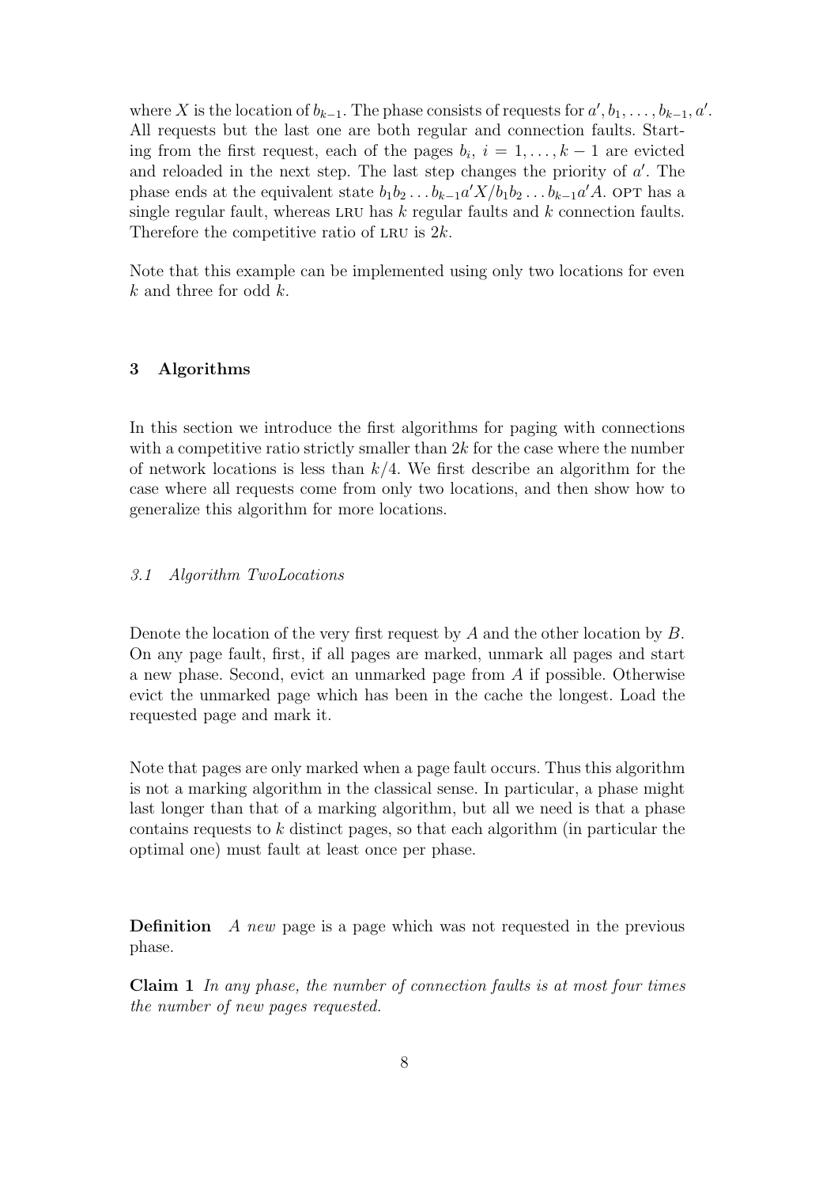where $X$ is the location of $b_{k-1}$. The phase consists of requests for $a', b_1, \ldots, b_{k-1}, a'$. All requests but the last one are both regular and connection faults. Starting from the first request, each of the pages $b_i$, $i = 1, \ldots, k-1$ are evicted and reloaded in the next step. The last step changes the priority of $a'$. The phase ends at the equivalent state $b_1 b_2 \ldots b_{k-1} a' X / b_1 b_2 \ldots b_{k-1} a' A$. OPT has a single regular fault, whereas LRU has $k$ regular faults and $k$ connection faults. Therefore the competitive ratio of LRU is $2k$.

Note that this example can be implemented using only two locations for even $k$ and three for odd $k$.

## 3 Algorithms

In this section we introduce the first algorithms for paging with connections with a competitive ratio strictly smaller than $2k$ for the case where the number of network locations is less than $k/4$. We first describe an algorithm for the case where all requests come from only two locations, and then show how to generalize this algorithm for more locations.

### *3.1 Algorithm TwoLocations*

Denote the location of the very first request by $A$ and the other location by $B$. On any page fault, first, if all pages are marked, unmark all pages and start a new phase. Second, evict an unmarked page from $A$ if possible. Otherwise evict the unmarked page which has been in the cache the longest. Load the requested page and mark it.

Note that pages are only marked when a page fault occurs. Thus this algorithm is not a marking algorithm in the classical sense. In particular, a phase might last longer than that of a marking algorithm, but all we need is that a phase contains requests to $k$ distinct pages, so that each algorithm (in particular the optimal one) must fault at least once per phase.

**Definition** *A new page is a page which was not requested in the previous phase.*

**Claim 1** *In any phase, the number of connection faults is at most four times the number of new pages requested.*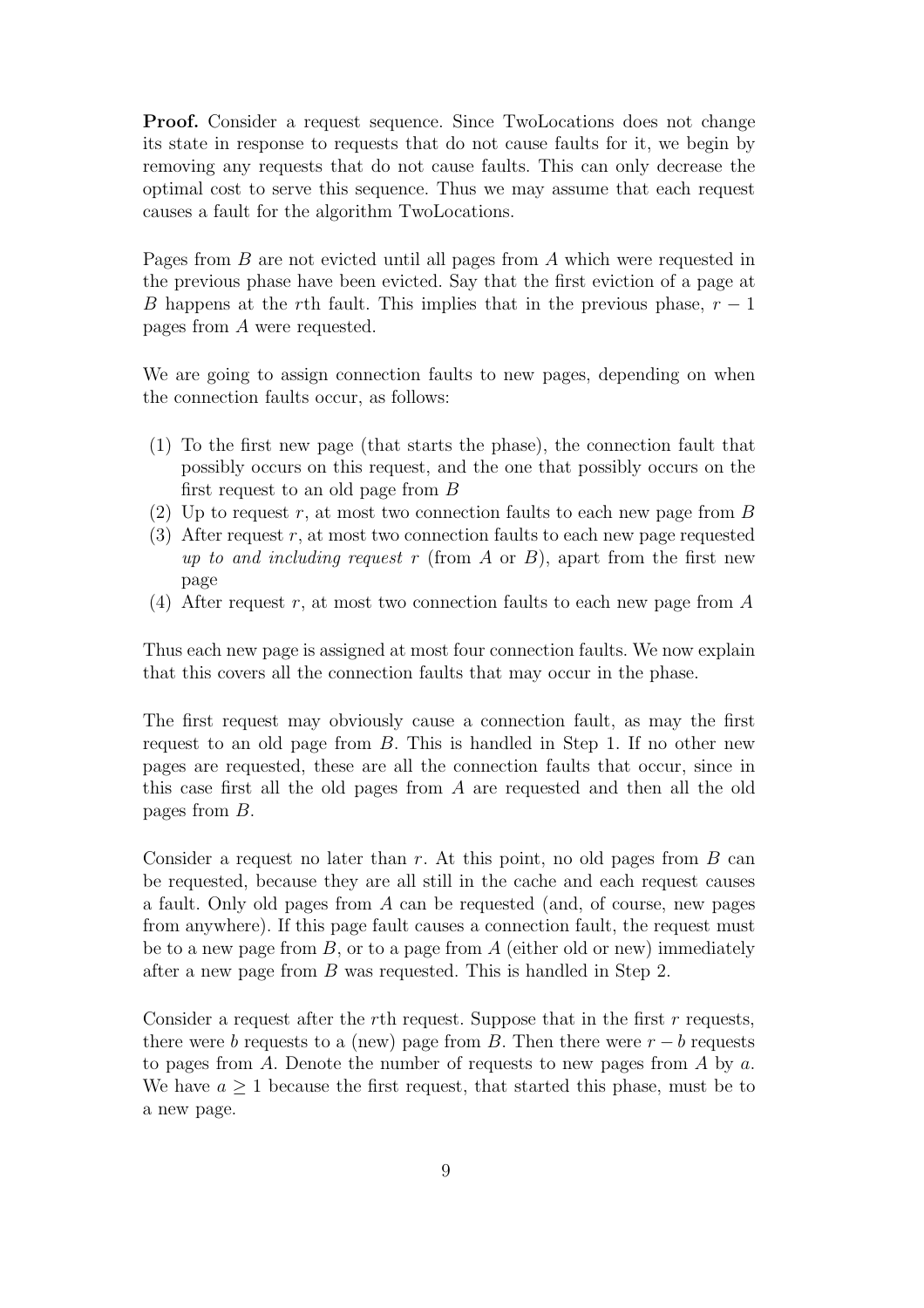**Proof.** Consider a request sequence. Since TwoLocations does not change its state in response to requests that do not cause faults for it, we begin by removing any requests that do not cause faults. This can only decrease the optimal cost to serve this sequence. Thus we may assume that each request causes a fault for the algorithm TwoLocations.

Pages from $B$ are not evicted until all pages from $A$ which were requested in the previous phase have been evicted. Say that the first eviction of a page at $B$ happens at the $r$th fault. This implies that in the previous phase, $r-1$ pages from $A$ were requested.

We are going to assign connection faults to new pages, depending on when the connection faults occur, as follows:

(1) To the first new page (that starts the phase), the connection fault that possibly occurs on this request, and the one that possibly occurs on the first request to an old page from $B$
(2) Up to request $r$, at most two connection faults to each new page from $B$
(3) After request $r$, at most two connection faults to each new page requested *up to and including request* $r$ (from $A$ or $B$), apart from the first new page
(4) After request $r$, at most two connection faults to each new page from $A$

Thus each new page is assigned at most four connection faults. We now explain that this covers all the connection faults that may occur in the phase.

The first request may obviously cause a connection fault, as may the first request to an old page from $B$. This is handled in Step 1. If no other new pages are requested, these are all the connection faults that occur, since in this case first all the old pages from $A$ are requested and then all the old pages from $B$.

Consider a request no later than $r$. At this point, no old pages from $B$ can be requested, because they are all still in the cache and each request causes a fault. Only old pages from $A$ can be requested (and, of course, new pages from anywhere). If this page fault causes a connection fault, the request must be to a new page from $B$, or to a page from $A$ (either old or new) immediately after a new page from $B$ was requested. This is handled in Step 2.

Consider a request after the $r$th request. Suppose that in the first $r$ requests, there were $b$ requests to a (new) page from $B$. Then there were $r-b$ requests to pages from $A$. Denote the number of requests to new pages from $A$ by $a$. We have $a \geq 1$ because the first request, that started this phase, must be to a new page.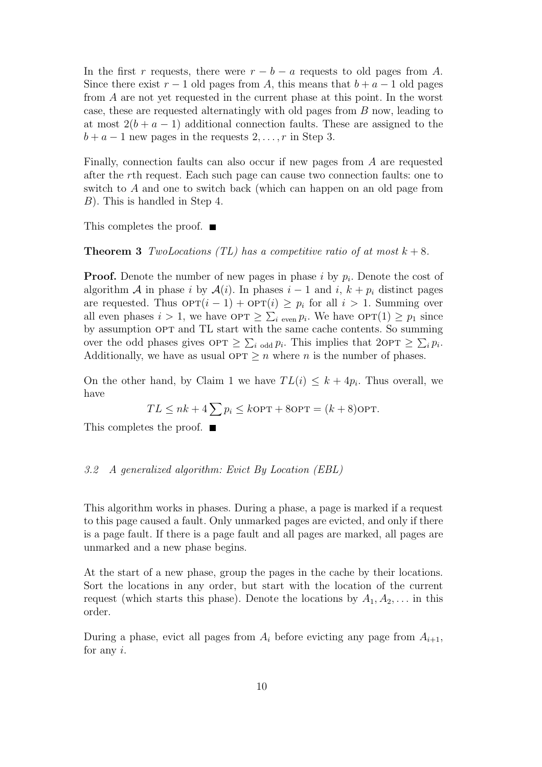In the first $r$ requests, there were $r - b - a$ requests to old pages from $A$. Since there exist $r - 1$ old pages from $A$, this means that $b + a - 1$ old pages from $A$ are not yet requested in the current phase at this point. In the worst case, these are requested alternatingly with old pages from $B$ now, leading to at most $2(b + a - 1)$ additional connection faults. These are assigned to the $b + a - 1$ new pages in the requests $2, \ldots, r$ in Step 3.

Finally, connection faults can also occur if new pages from $A$ are requested after the $r$th request. Each such page can cause two connection faults: one to switch to $A$ and one to switch back (which can happen on an old page from $B$). This is handled in Step 4.

This completes the proof. ■

**Theorem 3** *TwoLocations (TL) has a competitive ratio of at most $k + 8$.*

**Proof.** Denote the number of new pages in phase $i$ by $p_i$. Denote the cost of algorithm $\mathcal{A}$ in phase $i$ by $\mathcal{A}(i)$. In phases $i - 1$ and $i$, $k + p_i$ distinct pages are requested. Thus $\text{OPT}(i - 1) + \text{OPT}(i) \geq p_i$ for all $i > 1$. Summing over all even phases $i > 1$, we have $\text{OPT} \geq \sum_{i \text{ even}} p_i$. We have $\text{OPT}(1) \geq p_1$ since by assumption OPT and TL start with the same cache contents. So summing over the odd phases gives $\text{OPT} \geq \sum_{i \text{ odd}} p_i$. This implies that $2\text{OPT} \geq \sum_i p_i$. Additionally, we have as usual $\text{OPT} \geq n$ where $n$ is the number of phases.

On the other hand, by Claim 1 we have $TL(i) \leq k + 4p_i$. Thus overall, we have

$$TL \leq nk + 4 \sum p_i \leq k\text{OPT} + 8\text{OPT} = (k + 8)\text{OPT}.$$

This completes the proof. ■

### 3.2 A generalized algorithm: Evict By Location (EBL)

This algorithm works in phases. During a phase, a page is marked if a request to this page caused a fault. Only unmarked pages are evicted, and only if there is a page fault. If there is a page fault and all pages are marked, all pages are unmarked and a new phase begins.

At the start of a new phase, group the pages in the cache by their locations. Sort the locations in any order, but start with the location of the current request (which starts this phase). Denote the locations by $A_1, A_2, \ldots$ in this order.

During a phase, evict all pages from $A_i$ before evicting any page from $A_{i+1}$, for any $i$.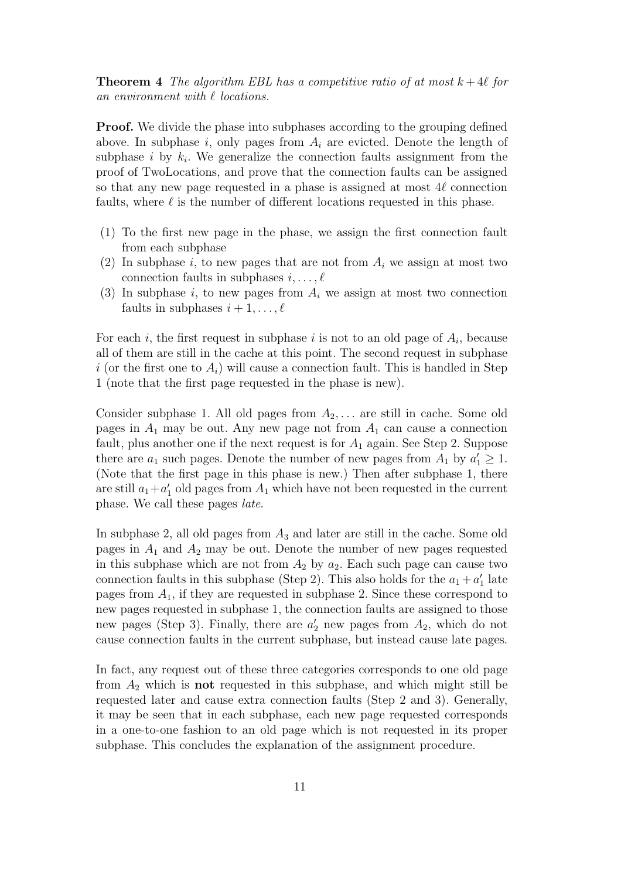**Theorem 4** *The algorithm EBL has a competitive ratio of at most $k + 4\ell$ for an environment with $\ell$ locations.*

**Proof.** We divide the phase into subphases according to the grouping defined above. In subphase $i$, only pages from $A_i$ are evicted. Denote the length of subphase $i$ by $k_i$. We generalize the connection faults assignment from the proof of TwoLocations, and prove that the connection faults can be assigned so that any new page requested in a phase is assigned at most $4\ell$ connection faults, where $\ell$ is the number of different locations requested in this phase.

(1) To the first new page in the phase, we assign the first connection fault from each subphase
(2) In subphase $i$, to new pages that are not from $A_i$ we assign at most two connection faults in subphases $i, \dots, \ell$
(3) In subphase $i$, to new pages from $A_i$ we assign at most two connection faults in subphases $i + 1, \dots, \ell$

For each $i$, the first request in subphase $i$ is not to an old page of $A_i$, because all of them are still in the cache at this point. The second request in subphase $i$ (or the first one to $A_i$) will cause a connection fault. This is handled in Step 1 (note that the first page requested in the phase is new).

Consider subphase 1. All old pages from $A_2, \dots$ are still in cache. Some old pages in $A_1$ may be out. Any new page not from $A_1$ can cause a connection fault, plus another one if the next request is for $A_1$ again. See Step 2. Suppose there are $a_1$ such pages. Denote the number of new pages from $A_1$ by $a'_1 \geq 1$. (Note that the first page in this phase is new.) Then after subphase 1, there are still $a_1 + a'_1$ old pages from $A_1$ which have not been requested in the current phase. We call these pages *late*.

In subphase 2, all old pages from $A_3$ and later are still in the cache. Some old pages in $A_1$ and $A_2$ may be out. Denote the number of new pages requested in this subphase which are not from $A_2$ by $a_2$. Each such page can cause two connection faults in this subphase (Step 2). This also holds for the $a_1 + a'_1$ late pages from $A_1$, if they are requested in subphase 2. Since these correspond to new pages requested in subphase 1, the connection faults are assigned to those new pages (Step 3). Finally, there are $a'_2$ new pages from $A_2$, which do not cause connection faults in the current subphase, but instead cause late pages.

In fact, any request out of these three categories corresponds to one old page from $A_2$ which is **not** requested in this subphase, and which might still be requested later and cause extra connection faults (Step 2 and 3). Generally, it may be seen that in each subphase, each new page requested corresponds in a one-to-one fashion to an old page which is not requested in its proper subphase. This concludes the explanation of the assignment procedure.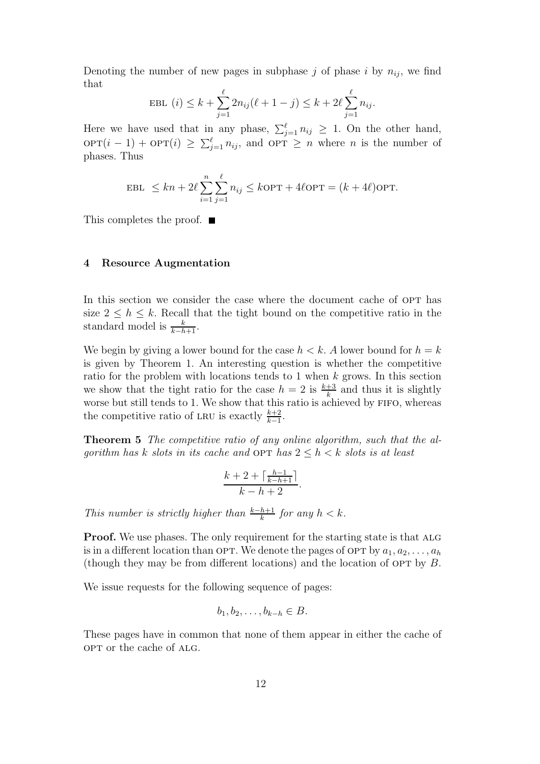Denoting the number of new pages in subphase $j$ of phase $i$ by $n_{ij}$, we find that

$$\text{EBL }(i) \leq k + \sum_{j=1}^{\ell} 2n_{ij}(\ell + 1 - j) \leq k + 2\ell \sum_{j=1}^{\ell} n_{ij}.$$

Here we have used that in any phase, $\sum_{j=1}^{\ell} n_{ij} \geq 1$. On the other hand, $\text{OPT}(i-1) + \text{OPT}(i) \geq \sum_{j=1}^{\ell} n_{ij}$, and $\text{OPT} \geq n$ where $n$ is the number of phases. Thus

$$\text{EBL } \leq kn + 2\ell \sum_{i=1}^{n} \sum_{j=1}^{\ell} n_{ij} \leq k\text{OPT} + 4\ell\text{OPT} = (k + 4\ell)\text{OPT}.$$

This completes the proof. ■

## 4 Resource Augmentation

In this section we consider the case where the document cache of OPT has size $2 \leq h \leq k$. Recall that the tight bound on the competitive ratio in the standard model is $\frac{k}{k-h+1}$.

We begin by giving a lower bound for the case $h < k$. A lower bound for $h = k$ is given by Theorem 1. An interesting question is whether the competitive ratio for the problem with locations tends to 1 when $k$ grows. In this section we show that the tight ratio for the case $h = 2$ is $\frac{k+3}{k}$ and thus it is slightly worse but still tends to 1. We show that this ratio is achieved by FIFO, whereas the competitive ratio of LRU is exactly $\frac{k+2}{k-1}$.

**Theorem 5** *The competitive ratio of any online algorithm, such that the algorithm has $k$ slots in its cache and OPT has $2 \leq h < k$ slots is at least*

$$\frac{k + 2 + \lceil \frac{h-1}{k-h+1} \rceil}{k - h + 2}.$$

*This number is strictly higher than $\frac{k-h+1}{k}$ for any $h < k$.*

**Proof.** We use phases. The only requirement for the starting state is that ALG is in a different location than OPT. We denote the pages of OPT by $a_1, a_2, \ldots, a_h$ (though they may be from different locations) and the location of OPT by $B$.

We issue requests for the following sequence of pages:

$$b_1, b_2, \ldots, b_{k-h} \in B.$$

These pages have in common that none of them appear in either the cache of OPT or the cache of ALG.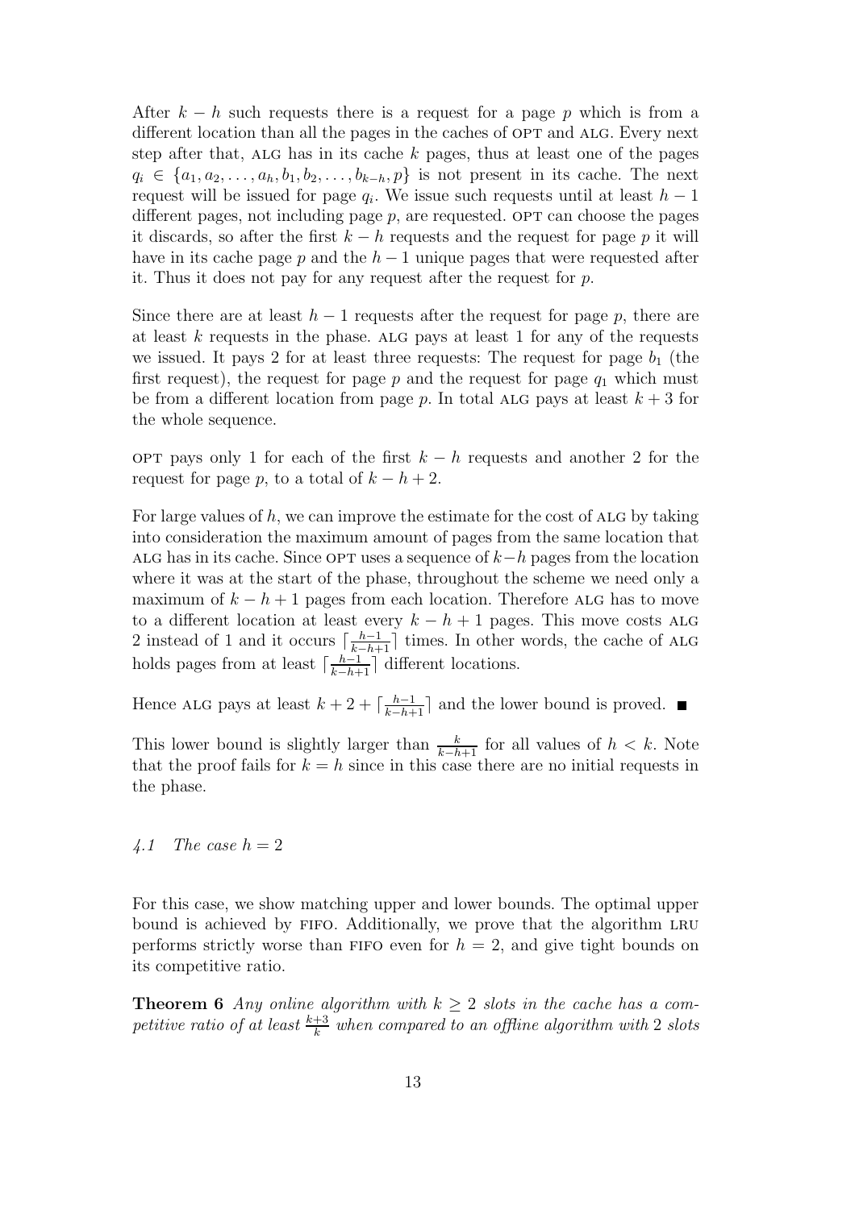After $k - h$ such requests there is a request for a page $p$ which is from a different location than all the pages in the caches of OPT and ALG. Every next step after that, ALG has in its cache $k$ pages, thus at least one of the pages $q_i \in \{a_1, a_2, \ldots, a_h, b_1, b_2, \ldots, b_{k-h}, p\}$ is not present in its cache. The next request will be issued for page $q_i$. We issue such requests until at least $h - 1$ different pages, not including page $p$, are requested. OPT can choose the pages it discards, so after the first $k - h$ requests and the request for page $p$ it will have in its cache page $p$ and the $h - 1$ unique pages that were requested after it. Thus it does not pay for any request after the request for $p$.

Since there are at least $h - 1$ requests after the request for page $p$, there are at least $k$ requests in the phase. ALG pays at least 1 for any of the requests we issued. It pays 2 for at least three requests: The request for page $b_1$ (the first request), the request for page $p$ and the request for page $q_1$ which must be from a different location from page $p$. In total ALG pays at least $k + 3$ for the whole sequence.

OPT pays only 1 for each of the first $k - h$ requests and another 2 for the request for page $p$, to a total of $k - h + 2$.

For large values of $h$, we can improve the estimate for the cost of ALG by taking into consideration the maximum amount of pages from the same location that ALG has in its cache. Since OPT uses a sequence of $k-h$ pages from the location where it was at the start of the phase, throughout the scheme we need only a maximum of $k - h + 1$ pages from each location. Therefore ALG has to move to a different location at least every $k - h + 1$ pages. This move costs ALG 2 instead of 1 and it occurs $\lceil \frac{h-1}{k-h+1} \rceil$ times. In other words, the cache of ALG holds pages from at least $\lceil \frac{h-1}{k-h+1} \rceil$ different locations.

Hence ALG pays at least $k + 2 + \lceil \frac{h-1}{k-h+1} \rceil$ and the lower bound is proved. ∎

This lower bound is slightly larger than $\frac{k}{k-h+1}$ for all values of $h < k$. Note that the proof fails for $k = h$ since in this case there are no initial requests in the phase.

### *4.1 The case $h = 2$*

For this case, we show matching upper and lower bounds. The optimal upper bound is achieved by FIFO. Additionally, we prove that the algorithm LRU performs strictly worse than FIFO even for $h = 2$, and give tight bounds on its competitive ratio.

**Theorem 6** *Any online algorithm with $k \geq 2$ slots in the cache has a competitive ratio of at least $\frac{k+3}{k}$ when compared to an offline algorithm with 2 slots*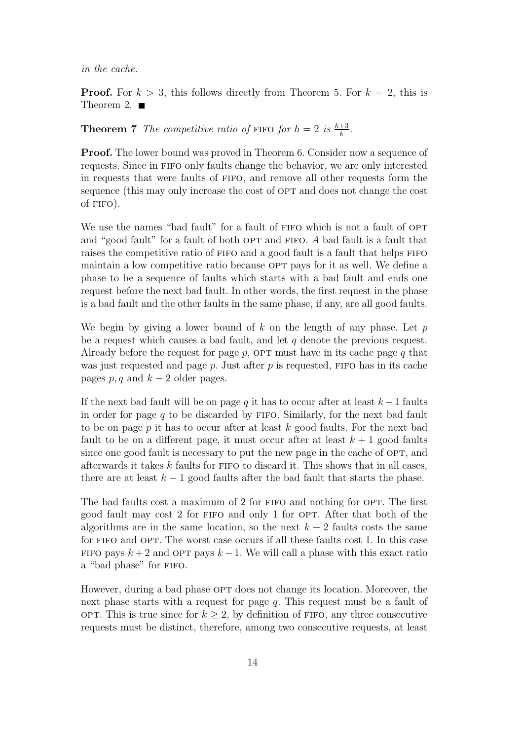*in the cache.*

**Proof.** For $k > 3$, this follows directly from Theorem 5. For $k = 2$, this is Theorem 2. ■

**Theorem 7** *The competitive ratio of* FIFO *for $h = 2$ is $\frac{k+3}{k}$.*

**Proof.** The lower bound was proved in Theorem 6. Consider now a sequence of requests. Since in FIFO only faults change the behavior, we are only interested in requests that were faults of FIFO, and remove all other requests form the sequence (this may only increase the cost of OPT and does not change the cost of FIFO).

We use the names "bad fault" for a fault of FIFO which is not a fault of OPT and "good fault" for a fault of both OPT and FIFO. *A* bad fault is a fault that raises the competitive ratio of FIFO and a good fault is a fault that helps FIFO maintain a low competitive ratio because OPT pays for it as well. We define a phase to be a sequence of faults which starts with a bad fault and ends one request before the next bad fault. In other words, the first request in the phase is a bad fault and the other faults in the same phase, if any, are all good faults.

We begin by giving a lower bound of $k$ on the length of any phase. Let $p$ be a request which causes a bad fault, and let $q$ denote the previous request. Already before the request for page $p$, OPT must have in its cache page $q$ that was just requested and page $p$. Just after $p$ is requested, FIFO has in its cache pages $p, q$ and $k-2$ older pages.

If the next bad fault will be on page $q$ it has to occur after at least $k-1$ faults in order for page $q$ to be discarded by FIFO. Similarly, for the next bad fault to be on page $p$ it has to occur after at least $k$ good faults. For the next bad fault to be on a different page, it must occur after at least $k+1$ good faults since one good fault is necessary to put the new page in the cache of OPT, and afterwards it takes $k$ faults for FIFO to discard it. This shows that in all cases, there are at least $k-1$ good faults after the bad fault that starts the phase.

The bad faults cost a maximum of 2 for FIFO and nothing for OPT. The first good fault may cost 2 for FIFO and only 1 for OPT. After that both of the algorithms are in the same location, so the next $k-2$ faults costs the same for FIFO and OPT. The worst case occurs if all these faults cost 1. In this case FIFO pays $k+2$ and OPT pays $k-1$. We will call a phase with this exact ratio a "bad phase" for FIFO.

However, during a bad phase OPT does not change its location. Moreover, the next phase starts with a request for page $q$. This request must be a fault of OPT. This is true since for $k \geq 2$, by definition of FIFO, any three consecutive requests must be distinct, therefore, among two consecutive requests, at least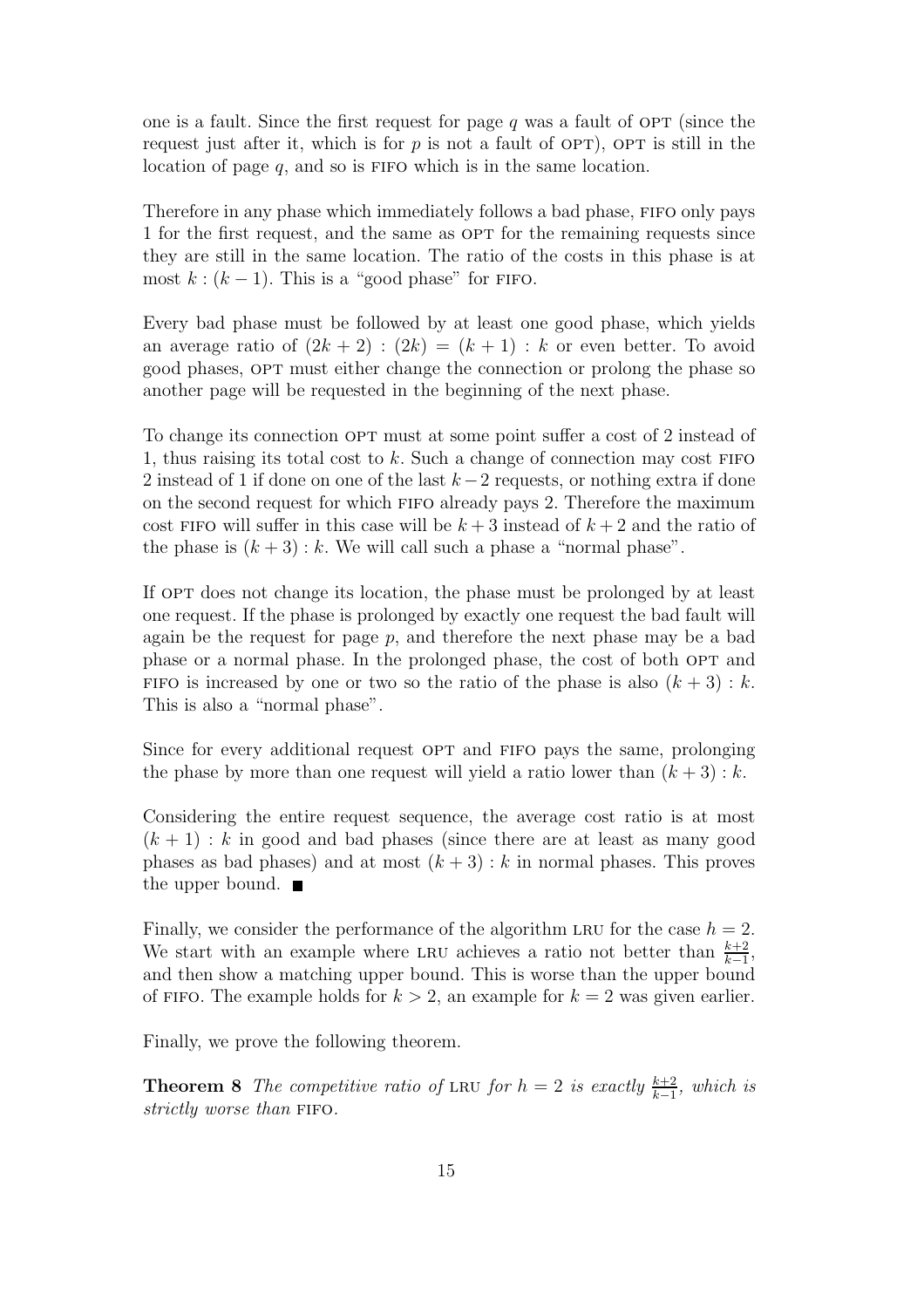one is a fault. Since the first request for page $q$ was a fault of OPT (since the request just after it, which is for $p$ is not a fault of OPT), OPT is still in the location of page $q$, and so is FIFO which is in the same location.

Therefore in any phase which immediately follows a bad phase, FIFO only pays 1 for the first request, and the same as OPT for the remaining requests since they are still in the same location. The ratio of the costs in this phase is at most $k : (k-1)$. This is a "good phase" for FIFO.

Every bad phase must be followed by at least one good phase, which yields an average ratio of $(2k+2) : (2k) = (k+1) : k$ or even better. To avoid good phases, OPT must either change the connection or prolong the phase so another page will be requested in the beginning of the next phase.

To change its connection OPT must at some point suffer a cost of 2 instead of 1, thus raising its total cost to $k$. Such a change of connection may cost FIFO 2 instead of 1 if done on one of the last $k-2$ requests, or nothing extra if done on the second request for which FIFO already pays 2. Therefore the maximum cost FIFO will suffer in this case will be $k+3$ instead of $k+2$ and the ratio of the phase is $(k+3) : k$. We will call such a phase a "normal phase".

If OPT does not change its location, the phase must be prolonged by at least one request. If the phase is prolonged by exactly one request the bad fault will again be the request for page $p$, and therefore the next phase may be a bad phase or a normal phase. In the prolonged phase, the cost of both OPT and FIFO is increased by one or two so the ratio of the phase is also $(k+3) : k$. This is also a "normal phase".

Since for every additional request OPT and FIFO pays the same, prolonging the phase by more than one request will yield a ratio lower than $(k+3) : k$.

Considering the entire request sequence, the average cost ratio is at most $(k+1) : k$ in good and bad phases (since there are at least as many good phases as bad phases) and at most $(k+3) : k$ in normal phases. This proves the upper bound. ■

Finally, we consider the performance of the algorithm LRU for the case $h = 2$. We start with an example where LRU achieves a ratio not better than $\frac{k+2}{k-1}$, and then show a matching upper bound. This is worse than the upper bound of FIFO. The example holds for $k > 2$, an example for $k = 2$ was given earlier.

Finally, we prove the following theorem.

**Theorem 8** *The competitive ratio of* LRU *for $h = 2$ is exactly $\frac{k+2}{k-1}$, which is strictly worse than* FIFO.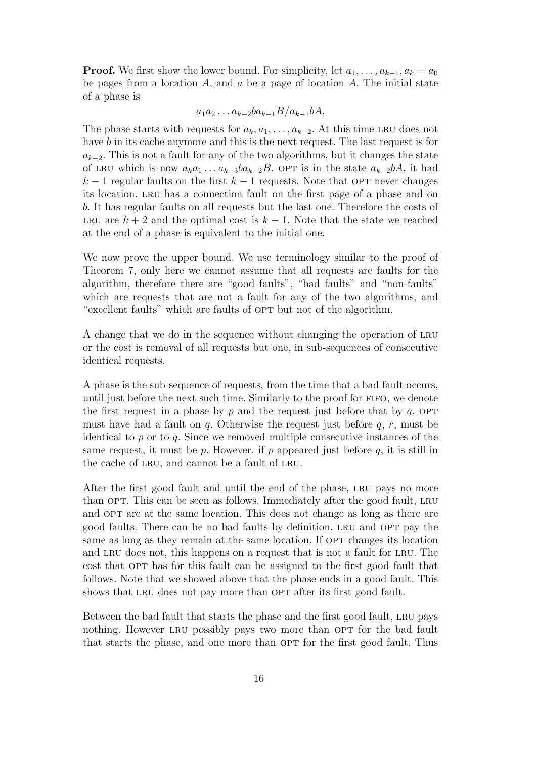**Proof.** We first show the lower bound. For simplicity, let $a_1, \ldots, a_{k-1}, a_k = a_0$ be pages from a location $A$, and $a$ be a page of location $A$. The initial state of a phase is

$$a_1 a_2 \ldots a_{k-2} b a_{k-1} B / a_{k-1} b A.$$

The phase starts with requests for $a_k, a_1, \ldots, a_{k-2}$. At this time LRU does not have $b$ in its cache anymore and this is the next request. The last request is for $a_{k-2}$. This is not a fault for any of the two algorithms, but it changes the state of LRU which is now $a_k a_1 \ldots a_{k-3} b a_{k-2} B$. OPT is in the state $a_{k-2} b A$, it had $k-1$ regular faults on the first $k-1$ requests. Note that OPT never changes its location. LRU has a connection fault on the first page of a phase and on $b$. It has regular faults on all requests but the last one. Therefore the costs of LRU are $k+2$ and the optimal cost is $k-1$. Note that the state we reached at the end of a phase is equivalent to the initial one.

We now prove the upper bound. We use terminology similar to the proof of Theorem 7, only here we cannot assume that all requests are faults for the algorithm, therefore there are "good faults", "bad faults" and "non-faults" which are requests that are not a fault for any of the two algorithms, and "excellent faults" which are faults of OPT but not of the algorithm.

A change that we do in the sequence without changing the operation of LRU or the cost is removal of all requests but one, in sub-sequences of consecutive identical requests.

A phase is the sub-sequence of requests, from the time that a bad fault occurs, until just before the next such time. Similarly to the proof for FIFO, we denote the first request in a phase by $p$ and the request just before that by $q$. OPT must have had a fault on $q$. Otherwise the request just before $q$, $r$, must be identical to $p$ or to $q$. Since we removed multiple consecutive instances of the same request, it must be $p$. However, if $p$ appeared just before $q$, it is still in the cache of LRU, and cannot be a fault of LRU.

After the first good fault and until the end of the phase, LRU pays no more than OPT. This can be seen as follows. Immediately after the good fault, LRU and OPT are at the same location. This does not change as long as there are good faults. There can be no bad faults by definition. LRU and OPT pay the same as long as they remain at the same location. If OPT changes its location and LRU does not, this happens on a request that is not a fault for LRU. The cost that OPT has for this fault can be assigned to the first good fault that follows. Note that we showed above that the phase ends in a good fault. This shows that LRU does not pay more than OPT after its first good fault.

Between the bad fault that starts the phase and the first good fault, LRU pays nothing. However LRU possibly pays two more than OPT for the bad fault that starts the phase, and one more than OPT for the first good fault. Thus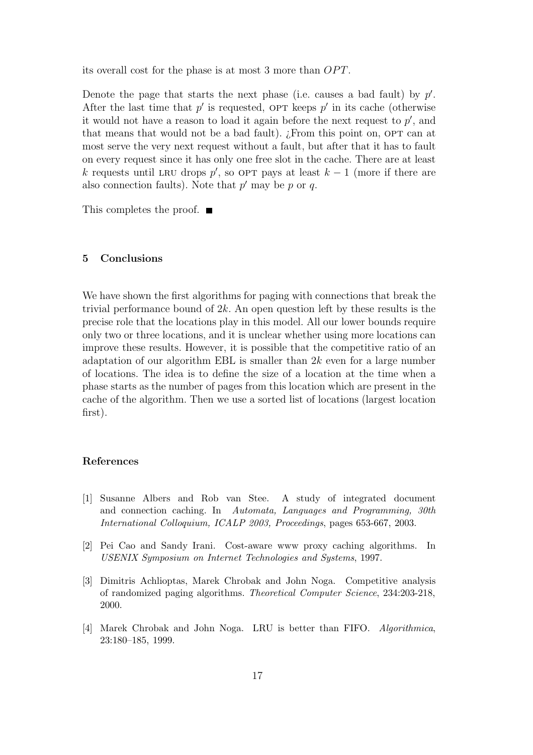its overall cost for the phase is at most 3 more than $OPT$.

Denote the page that starts the next phase (i.e. causes a bad fault) by $p'$. After the last time that $p'$ is requested, OPT keeps $p'$ in its cache (otherwise it would not have a reason to load it again before the next request to $p'$, and that means that would not be a bad fault). ¿From this point on, OPT can at most serve the very next request without a fault, but after that it has to fault on every request since it has only one free slot in the cache. There are at least $k$ requests until LRU drops $p'$, so OPT pays at least $k - 1$ (more if there are also connection faults). Note that $p'$ may be $p$ or $q$.

This completes the proof. ■

## 5 Conclusions

We have shown the first algorithms for paging with connections that break the trivial performance bound of $2k$. An open question left by these results is the precise role that the locations play in this model. All our lower bounds require only two or three locations, and it is unclear whether using more locations can improve these results. However, it is possible that the competitive ratio of an adaptation of our algorithm EBL is smaller than $2k$ even for a large number of locations. The idea is to define the size of a location at the time when a phase starts as the number of pages from this location which are present in the cache of the algorithm. Then we use a sorted list of locations (largest location first).

## References

[1] Susanne Albers and Rob van Stee. A study of integrated document and connection caching. In *Automata, Languages and Programming, 30th International Colloquium, ICALP 2003, Proceedings*, pages 653-667, 2003.

[2] Pei Cao and Sandy Irani. Cost-aware www proxy caching algorithms. In *USENIX Symposium on Internet Technologies and Systems*, 1997.

[3] Dimitris Achlioptas, Marek Chrobak and John Noga. Competitive analysis of randomized paging algorithms. *Theoretical Computer Science*, 234:203-218, 2000.

[4] Marek Chrobak and John Noga. LRU is better than FIFO. *Algorithmica*, 23:180–185, 1999.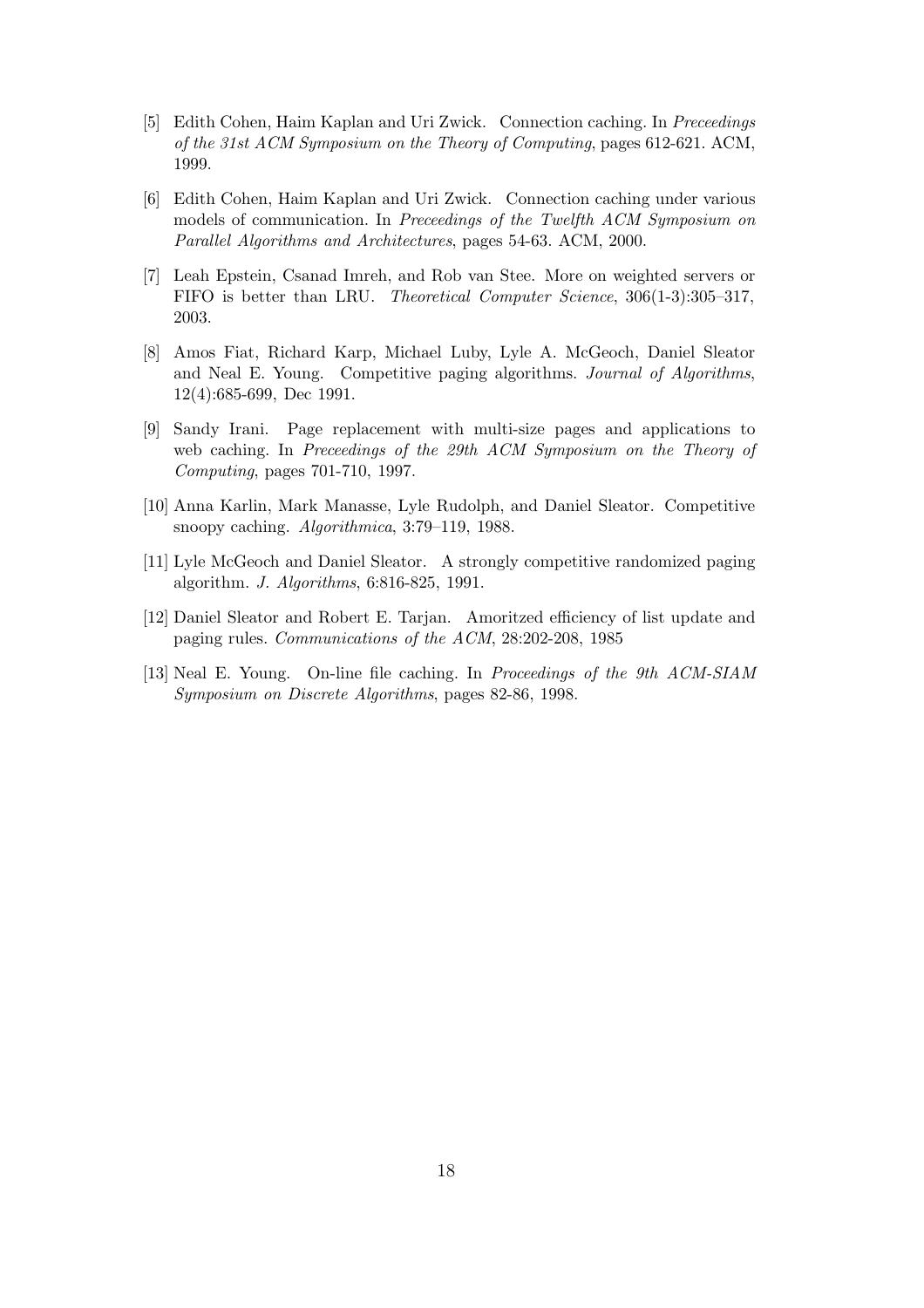[5] Edith Cohen, Haim Kaplan and Uri Zwick. Connection caching. In *Preceedings of the 31st ACM Symposium on the Theory of Computing*, pages 612-621. ACM, 1999.

[6] Edith Cohen, Haim Kaplan and Uri Zwick. Connection caching under various models of communication. In *Preceedings of the Twelfth ACM Symposium on Parallel Algorithms and Architectures*, pages 54-63. ACM, 2000.

[7] Leah Epstein, Csanad Imreh, and Rob van Stee. More on weighted servers or FIFO is better than LRU. *Theoretical Computer Science*, 306(1-3):305–317, 2003.

[8] Amos Fiat, Richard Karp, Michael Luby, Lyle A. McGeoch, Daniel Sleator and Neal E. Young. Competitive paging algorithms. *Journal of Algorithms*, 12(4):685-699, Dec 1991.

[9] Sandy Irani. Page replacement with multi-size pages and applications to web caching. In *Preceedings of the 29th ACM Symposium on the Theory of Computing*, pages 701-710, 1997.

[10] Anna Karlin, Mark Manasse, Lyle Rudolph, and Daniel Sleator. Competitive snoopy caching. *Algorithmica*, 3:79–119, 1988.

[11] Lyle McGeoch and Daniel Sleator. A strongly competitive randomized paging algorithm. *J. Algorithms*, 6:816-825, 1991.

[12] Daniel Sleator and Robert E. Tarjan. Amoritzed efficiency of list update and paging rules. *Communications of the ACM*, 28:202-208, 1985

[13] Neal E. Young. On-line file caching. In *Proceedings of the 9th ACM-SIAM Symposium on Discrete Algorithms*, pages 82-86, 1998.